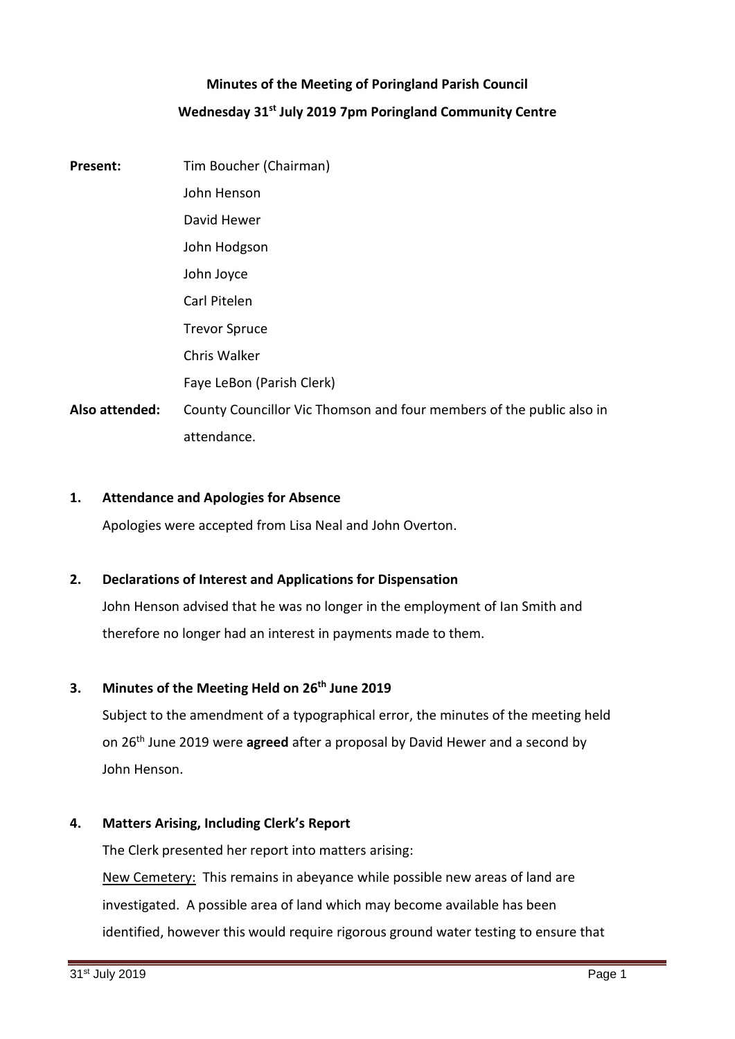**Minutes of the Meeting of Poringland Parish Council**

**Wednesday 31st July 2019 7pm Poringland Community Centre**

**Present:** Tim Boucher (Chairman)
John Henson
David Hewer
John Hodgson
John Joyce
Carl Pitelen
Trevor Spruce
Chris Walker
Faye LeBon (Parish Clerk)

**Also attended:** County Councillor Vic Thomson and four members of the public also in attendance.

**1. Attendance and Apologies for Absence**

Apologies were accepted from Lisa Neal and John Overton.

**2. Declarations of Interest and Applications for Dispensation**

John Henson advised that he was no longer in the employment of Ian Smith and therefore no longer had an interest in payments made to them.

**3. Minutes of the Meeting Held on 26th June 2019**

Subject to the amendment of a typographical error, the minutes of the meeting held on 26th June 2019 were **agreed** after a proposal by David Hewer and a second by John Henson.

**4. Matters Arising, Including Clerk's Report**

The Clerk presented her report into matters arising:

New Cemetery: This remains in abeyance while possible new areas of land are investigated. A possible area of land which may become available has been identified, however this would require rigorous ground water testing to ensure that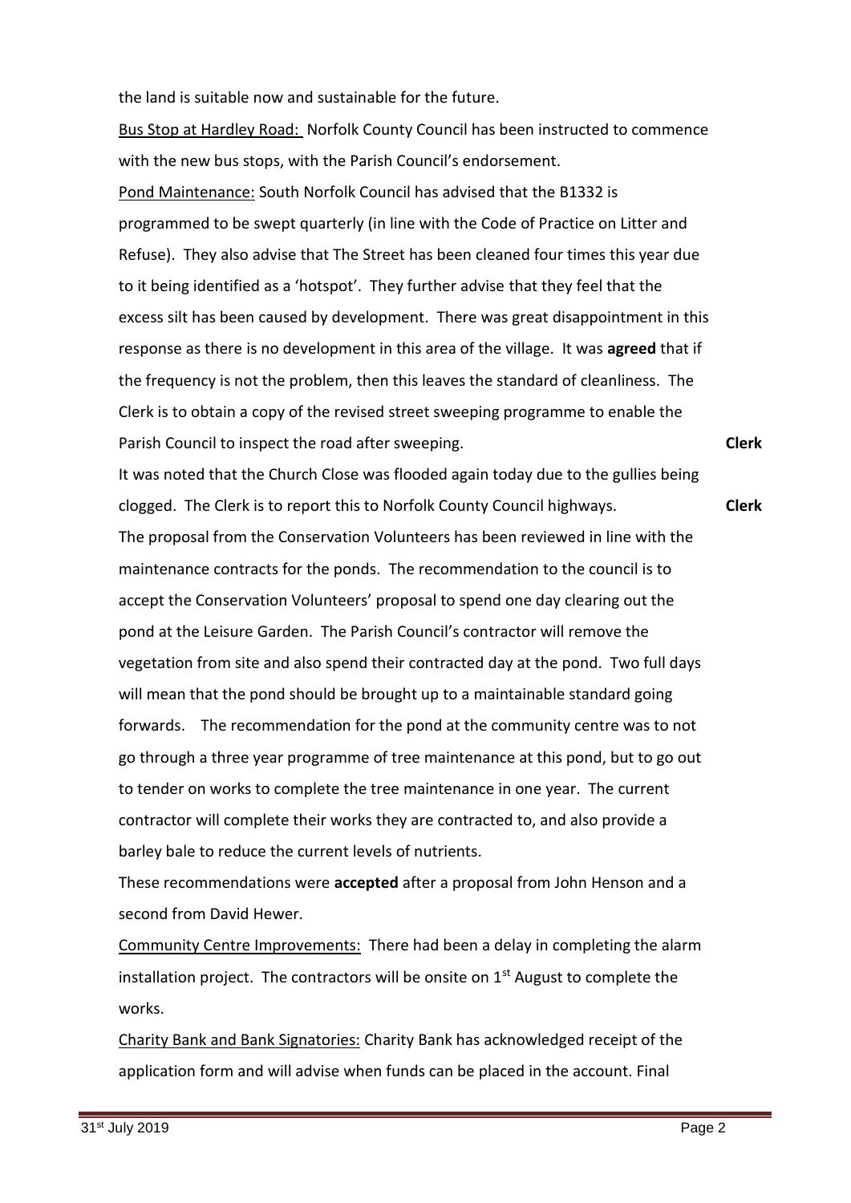the land is suitable now and sustainable for the future.

Bus Stop at Hardley Road: Norfolk County Council has been instructed to commence with the new bus stops, with the Parish Council's endorsement.

Pond Maintenance: South Norfolk Council has advised that the B1332 is programmed to be swept quarterly (in line with the Code of Practice on Litter and Refuse). They also advise that The Street has been cleaned four times this year due to it being identified as a 'hotspot'. They further advise that they feel that the excess silt has been caused by development. There was great disappointment in this response as there is no development in this area of the village. It was **agreed** that if the frequency is not the problem, then this leaves the standard of cleanliness. The Clerk is to obtain a copy of the revised street sweeping programme to enable the Parish Council to inspect the road after sweeping. **Clerk**

It was noted that the Church Close was flooded again today due to the gullies being clogged. The Clerk is to report this to Norfolk County Council highways. **Clerk**

The proposal from the Conservation Volunteers has been reviewed in line with the maintenance contracts for the ponds. The recommendation to the council is to accept the Conservation Volunteers' proposal to spend one day clearing out the pond at the Leisure Garden. The Parish Council's contractor will remove the vegetation from site and also spend their contracted day at the pond. Two full days will mean that the pond should be brought up to a maintainable standard going forwards. The recommendation for the pond at the community centre was to not go through a three year programme of tree maintenance at this pond, but to go out to tender on works to complete the tree maintenance in one year. The current contractor will complete their works they are contracted to, and also provide a barley bale to reduce the current levels of nutrients.

These recommendations were **accepted** after a proposal from John Henson and a second from David Hewer.

Community Centre Improvements: There had been a delay in completing the alarm installation project. The contractors will be onsite on 1st August to complete the works.

Charity Bank and Bank Signatories: Charity Bank has acknowledged receipt of the application form and will advise when funds can be placed in the account. Final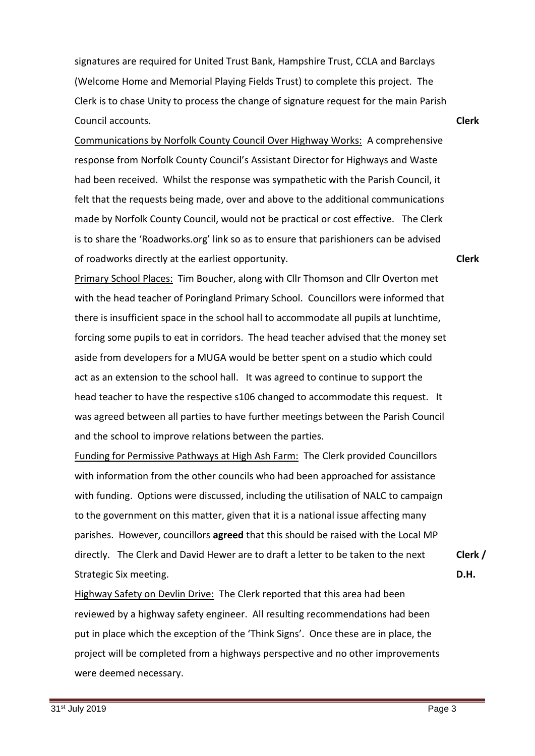signatures are required for United Trust Bank, Hampshire Trust, CCLA and Barclays (Welcome Home and Memorial Playing Fields Trust) to complete this project. The Clerk is to chase Unity to process the change of signature request for the main Parish Council accounts. **Clerk**

<u>Communications by Norfolk County Council Over Highway Works:</u> A comprehensive response from Norfolk County Council's Assistant Director for Highways and Waste had been received. Whilst the response was sympathetic with the Parish Council, it felt that the requests being made, over and above to the additional communications made by Norfolk County Council, would not be practical or cost effective. The Clerk is to share the 'Roadworks.org' link so as to ensure that parishioners can be advised of roadworks directly at the earliest opportunity. **Clerk**

<u>Primary School Places:</u> Tim Boucher, along with Cllr Thomson and Cllr Overton met with the head teacher of Poringland Primary School. Councillors were informed that there is insufficient space in the school hall to accommodate all pupils at lunchtime, forcing some pupils to eat in corridors. The head teacher advised that the money set aside from developers for a MUGA would be better spent on a studio which could act as an extension to the school hall. It was agreed to continue to support the head teacher to have the respective s106 changed to accommodate this request. It was agreed between all parties to have further meetings between the Parish Council and the school to improve relations between the parties.

<u>Funding for Permissive Pathways at High Ash Farm:</u> The Clerk provided Councillors with information from the other councils who had been approached for assistance with funding. Options were discussed, including the utilisation of NALC to campaign to the government on this matter, given that it is a national issue affecting many parishes. However, councillors **agreed** that this should be raised with the Local MP directly. The Clerk and David Hewer are to draft a letter to be taken to the next Strategic Six meeting. **Clerk / D.H.**

<u>Highway Safety on Devlin Drive:</u> The Clerk reported that this area had been reviewed by a highway safety engineer. All resulting recommendations had been put in place which the exception of the 'Think Signs'. Once these are in place, the project will be completed from a highways perspective and no other improvements were deemed necessary.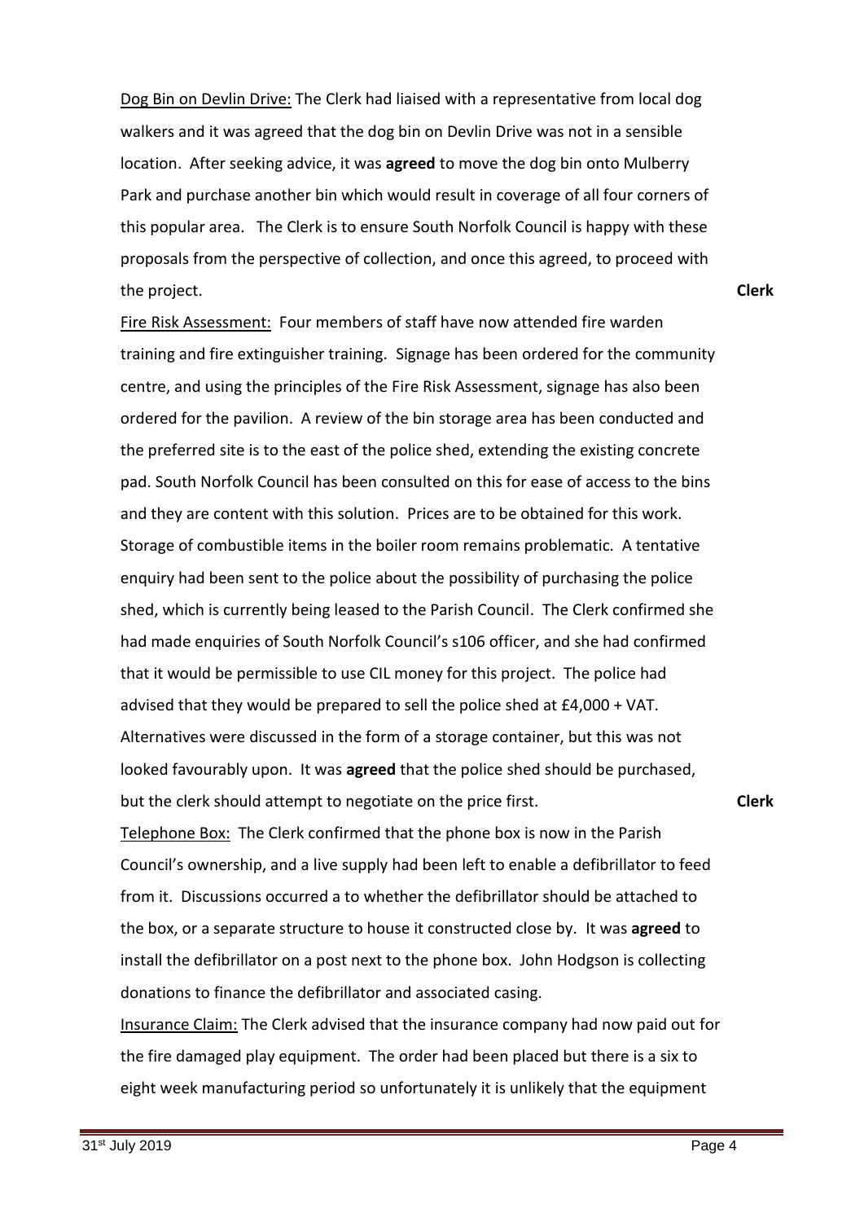Dog Bin on Devlin Drive: The Clerk had liaised with a representative from local dog walkers and it was agreed that the dog bin on Devlin Drive was not in a sensible location. After seeking advice, it was **agreed** to move the dog bin onto Mulberry Park and purchase another bin which would result in coverage of all four corners of this popular area. The Clerk is to ensure South Norfolk Council is happy with these proposals from the perspective of collection, and once this agreed, to proceed with the project. **Clerk**

Fire Risk Assessment: Four members of staff have now attended fire warden training and fire extinguisher training. Signage has been ordered for the community centre, and using the principles of the Fire Risk Assessment, signage has also been ordered for the pavilion. A review of the bin storage area has been conducted and the preferred site is to the east of the police shed, extending the existing concrete pad. South Norfolk Council has been consulted on this for ease of access to the bins and they are content with this solution. Prices are to be obtained for this work. Storage of combustible items in the boiler room remains problematic. A tentative enquiry had been sent to the police about the possibility of purchasing the police shed, which is currently being leased to the Parish Council. The Clerk confirmed she had made enquiries of South Norfolk Council's s106 officer, and she had confirmed that it would be permissible to use CIL money for this project. The police had advised that they would be prepared to sell the police shed at £4,000 + VAT. Alternatives were discussed in the form of a storage container, but this was not looked favourably upon. It was **agreed** that the police shed should be purchased, but the clerk should attempt to negotiate on the price first. **Clerk**

Telephone Box: The Clerk confirmed that the phone box is now in the Parish Council's ownership, and a live supply had been left to enable a defibrillator to feed from it. Discussions occurred a to whether the defibrillator should be attached to the box, or a separate structure to house it constructed close by. It was **agreed** to install the defibrillator on a post next to the phone box. John Hodgson is collecting donations to finance the defibrillator and associated casing.

Insurance Claim: The Clerk advised that the insurance company had now paid out for the fire damaged play equipment. The order had been placed but there is a six to eight week manufacturing period so unfortunately it is unlikely that the equipment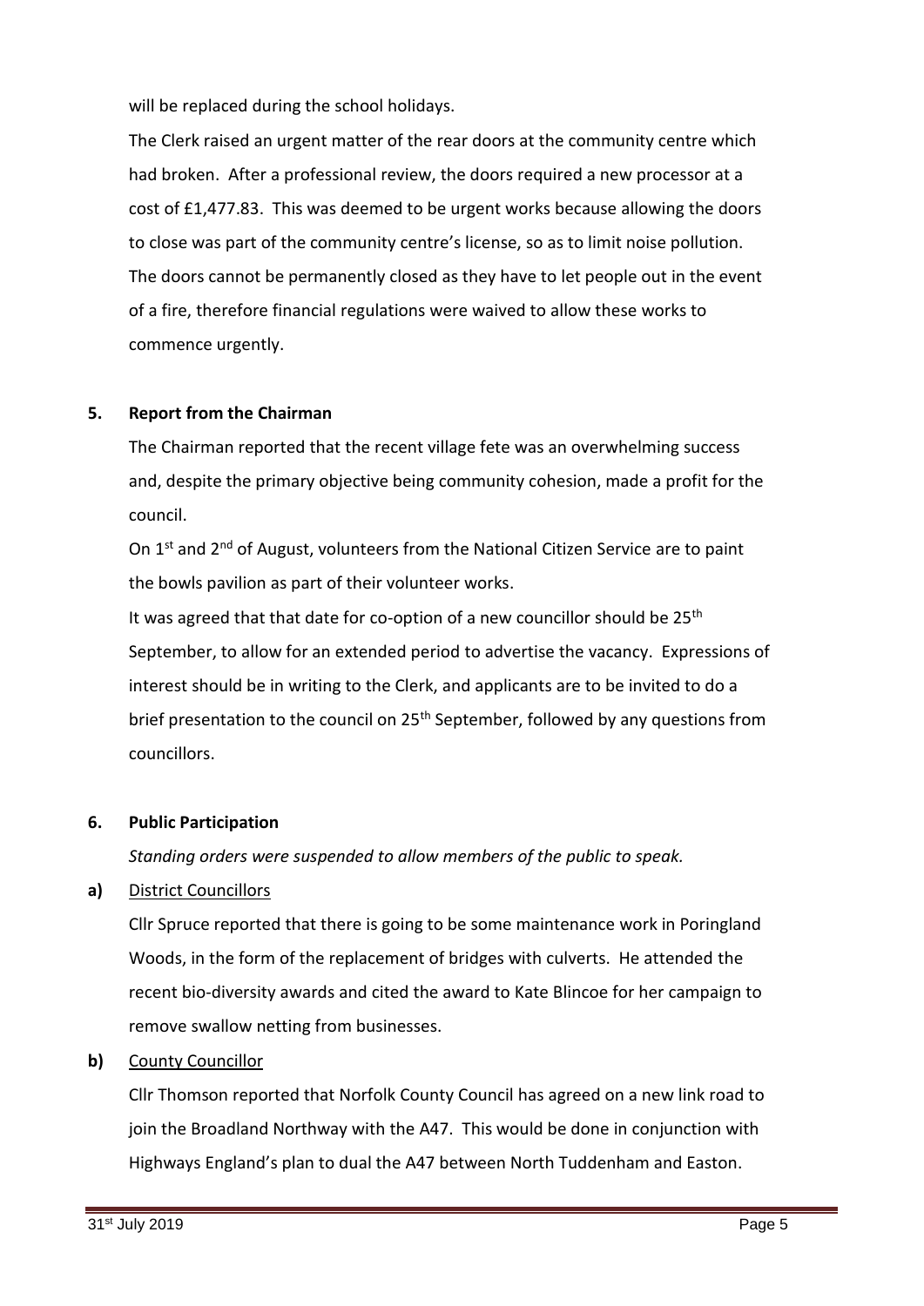will be replaced during the school holidays.

The Clerk raised an urgent matter of the rear doors at the community centre which had broken. After a professional review, the doors required a new processor at a cost of £1,477.83. This was deemed to be urgent works because allowing the doors to close was part of the community centre's license, so as to limit noise pollution. The doors cannot be permanently closed as they have to let people out in the event of a fire, therefore financial regulations were waived to allow these works to commence urgently.

**5. Report from the Chairman**

The Chairman reported that the recent village fete was an overwhelming success and, despite the primary objective being community cohesion, made a profit for the council.

On 1st and 2nd of August, volunteers from the National Citizen Service are to paint the bowls pavilion as part of their volunteer works.

It was agreed that that date for co-option of a new councillor should be 25th September, to allow for an extended period to advertise the vacancy. Expressions of interest should be in writing to the Clerk, and applicants are to be invited to do a brief presentation to the council on 25th September, followed by any questions from councillors.

**6. Public Participation**

*Standing orders were suspended to allow members of the public to speak.*

**a)** District Councillors

Cllr Spruce reported that there is going to be some maintenance work in Poringland Woods, in the form of the replacement of bridges with culverts. He attended the recent bio-diversity awards and cited the award to Kate Blincoe for her campaign to remove swallow netting from businesses.

**b)** County Councillor

Cllr Thomson reported that Norfolk County Council has agreed on a new link road to join the Broadland Northway with the A47. This would be done in conjunction with Highways England's plan to dual the A47 between North Tuddenham and Easton.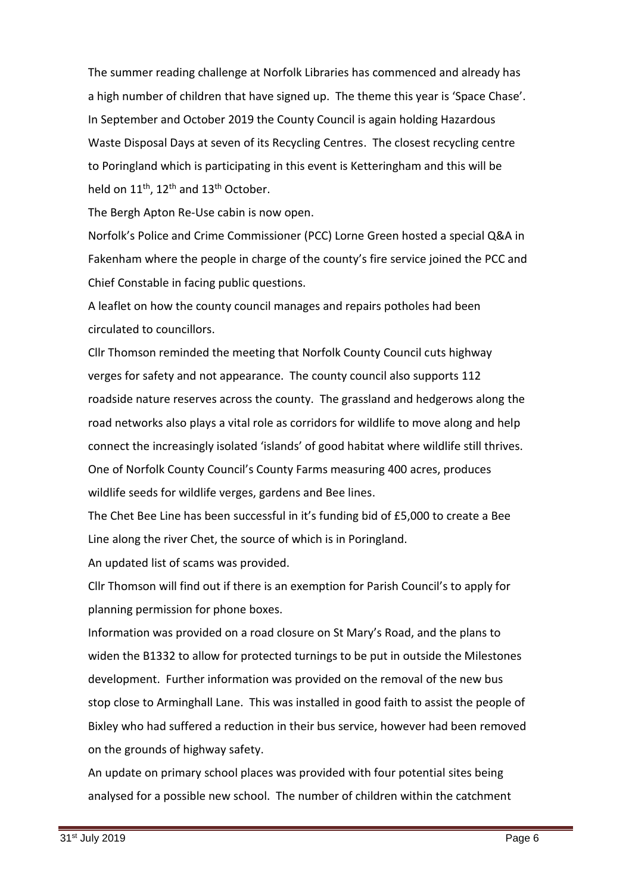The summer reading challenge at Norfolk Libraries has commenced and already has a high number of children that have signed up. The theme this year is 'Space Chase'. In September and October 2019 the County Council is again holding Hazardous Waste Disposal Days at seven of its Recycling Centres. The closest recycling centre to Poringland which is participating in this event is Ketteringham and this will be held on 11th, 12th and 13th October.

The Bergh Apton Re-Use cabin is now open.

Norfolk's Police and Crime Commissioner (PCC) Lorne Green hosted a special Q&A in Fakenham where the people in charge of the county's fire service joined the PCC and Chief Constable in facing public questions.

A leaflet on how the county council manages and repairs potholes had been circulated to councillors.

Cllr Thomson reminded the meeting that Norfolk County Council cuts highway verges for safety and not appearance. The county council also supports 112 roadside nature reserves across the county. The grassland and hedgerows along the road networks also plays a vital role as corridors for wildlife to move along and help connect the increasingly isolated 'islands' of good habitat where wildlife still thrives. One of Norfolk County Council's County Farms measuring 400 acres, produces wildlife seeds for wildlife verges, gardens and Bee lines.

The Chet Bee Line has been successful in it's funding bid of £5,000 to create a Bee Line along the river Chet, the source of which is in Poringland.

An updated list of scams was provided.

Cllr Thomson will find out if there is an exemption for Parish Council's to apply for planning permission for phone boxes.

Information was provided on a road closure on St Mary's Road, and the plans to widen the B1332 to allow for protected turnings to be put in outside the Milestones development. Further information was provided on the removal of the new bus stop close to Arminghall Lane. This was installed in good faith to assist the people of Bixley who had suffered a reduction in their bus service, however had been removed on the grounds of highway safety.

An update on primary school places was provided with four potential sites being analysed for a possible new school. The number of children within the catchment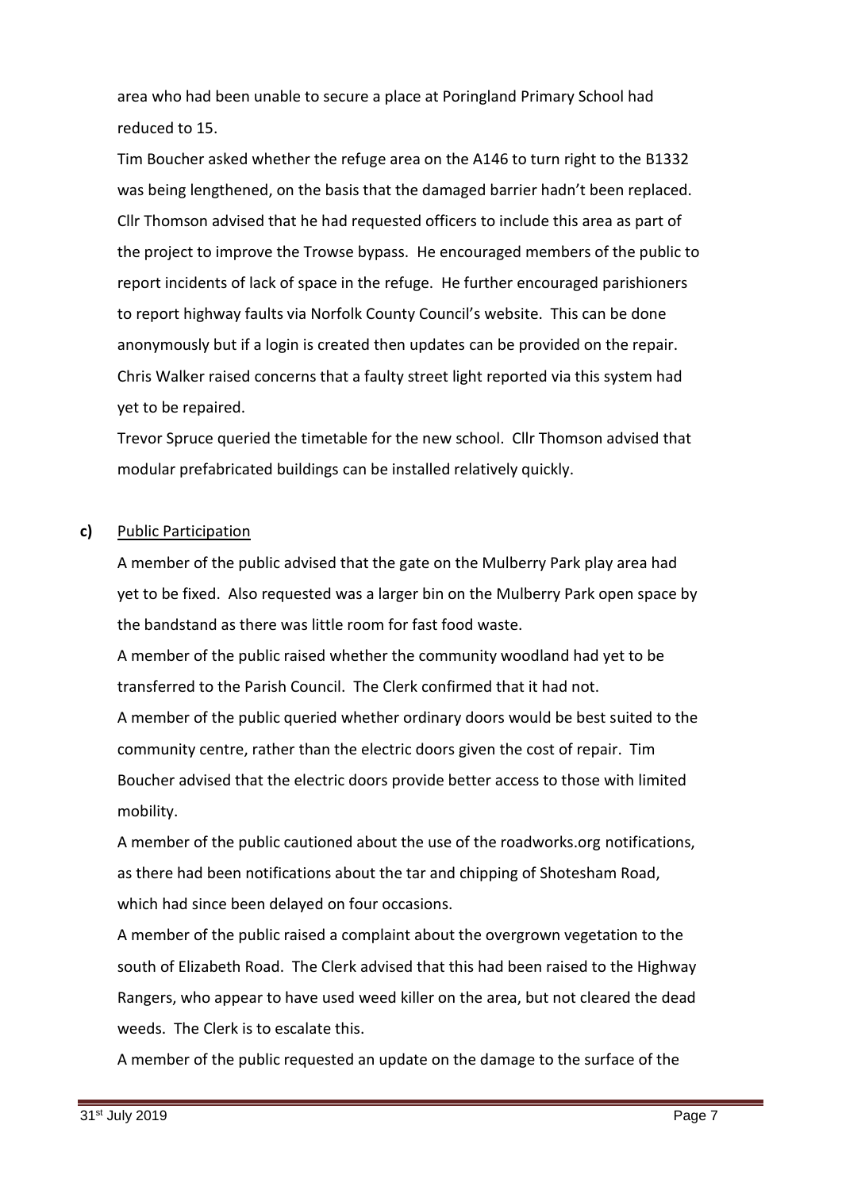area who had been unable to secure a place at Poringland Primary School had reduced to 15.

Tim Boucher asked whether the refuge area on the A146 to turn right to the B1332 was being lengthened, on the basis that the damaged barrier hadn't been replaced. Cllr Thomson advised that he had requested officers to include this area as part of the project to improve the Trowse bypass. He encouraged members of the public to report incidents of lack of space in the refuge. He further encouraged parishioners to report highway faults via Norfolk County Council's website. This can be done anonymously but if a login is created then updates can be provided on the repair. Chris Walker raised concerns that a faulty street light reported via this system had yet to be repaired.

Trevor Spruce queried the timetable for the new school. Cllr Thomson advised that modular prefabricated buildings can be installed relatively quickly.

**c)** Public Participation

A member of the public advised that the gate on the Mulberry Park play area had yet to be fixed. Also requested was a larger bin on the Mulberry Park open space by the bandstand as there was little room for fast food waste.

A member of the public raised whether the community woodland had yet to be transferred to the Parish Council. The Clerk confirmed that it had not.

A member of the public queried whether ordinary doors would be best suited to the community centre, rather than the electric doors given the cost of repair. Tim Boucher advised that the electric doors provide better access to those with limited mobility.

A member of the public cautioned about the use of the roadworks.org notifications, as there had been notifications about the tar and chipping of Shotesham Road, which had since been delayed on four occasions.

A member of the public raised a complaint about the overgrown vegetation to the south of Elizabeth Road. The Clerk advised that this had been raised to the Highway Rangers, who appear to have used weed killer on the area, but not cleared the dead weeds. The Clerk is to escalate this.

A member of the public requested an update on the damage to the surface of the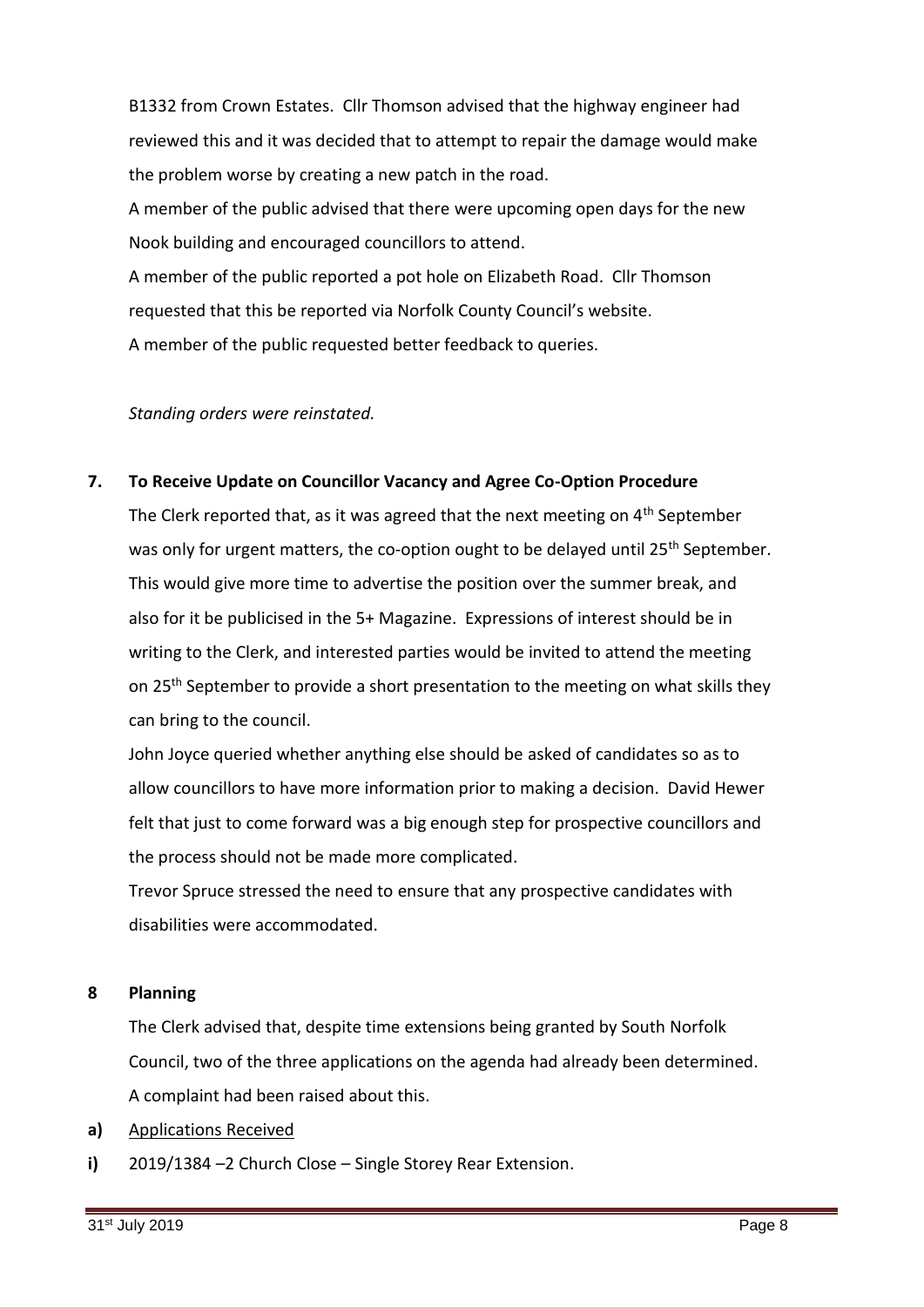B1332 from Crown Estates. Cllr Thomson advised that the highway engineer had reviewed this and it was decided that to attempt to repair the damage would make the problem worse by creating a new patch in the road.

A member of the public advised that there were upcoming open days for the new Nook building and encouraged councillors to attend.

A member of the public reported a pot hole on Elizabeth Road. Cllr Thomson requested that this be reported via Norfolk County Council's website.

A member of the public requested better feedback to queries.

*Standing orders were reinstated.*

## 7. To Receive Update on Councillor Vacancy and Agree Co-Option Procedure

The Clerk reported that, as it was agreed that the next meeting on 4th September was only for urgent matters, the co-option ought to be delayed until 25th September. This would give more time to advertise the position over the summer break, and also for it be publicised in the 5+ Magazine. Expressions of interest should be in writing to the Clerk, and interested parties would be invited to attend the meeting on 25th September to provide a short presentation to the meeting on what skills they can bring to the council.

John Joyce queried whether anything else should be asked of candidates so as to allow councillors to have more information prior to making a decision. David Hewer felt that just to come forward was a big enough step for prospective councillors and the process should not be made more complicated.

Trevor Spruce stressed the need to ensure that any prospective candidates with disabilities were accommodated.

## 8 Planning

The Clerk advised that, despite time extensions being granted by South Norfolk Council, two of the three applications on the agenda had already been determined. A complaint had been raised about this.

**a)** Applications Received

**i)** 2019/1384 –2 Church Close – Single Storey Rear Extension.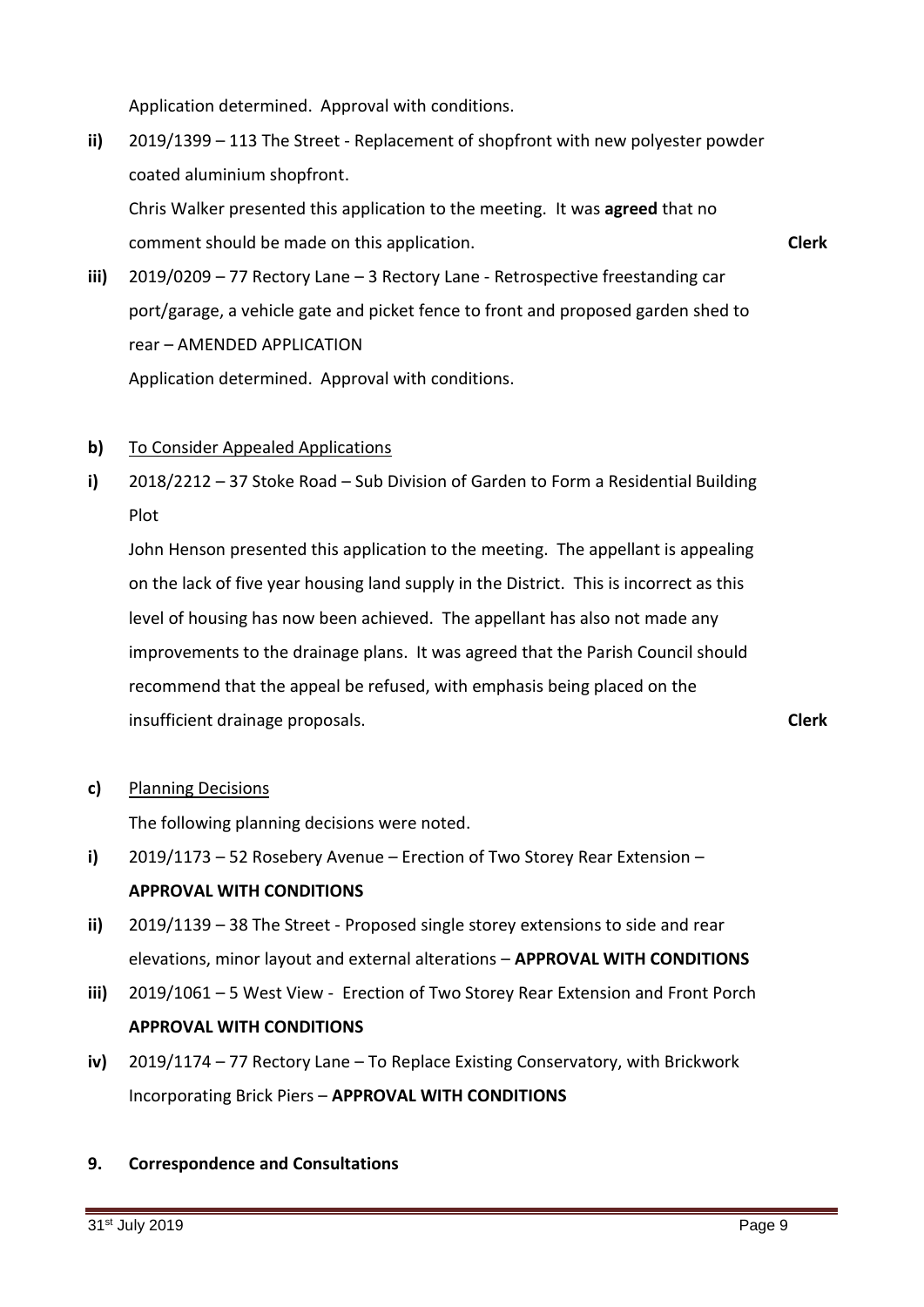Application determined. Approval with conditions.

**ii)** 2019/1399 – 113 The Street - Replacement of shopfront with new polyester powder coated aluminium shopfront.

Chris Walker presented this application to the meeting. It was **agreed** that no comment should be made on this application. **Clerk**

**iii)** 2019/0209 – 77 Rectory Lane – 3 Rectory Lane - Retrospective freestanding car port/garage, a vehicle gate and picket fence to front and proposed garden shed to rear – AMENDED APPLICATION

Application determined. Approval with conditions.

**b)** To Consider Appealed Applications

**i)** 2018/2212 – 37 Stoke Road – Sub Division of Garden to Form a Residential Building Plot

John Henson presented this application to the meeting. The appellant is appealing on the lack of five year housing land supply in the District. This is incorrect as this level of housing has now been achieved. The appellant has also not made any improvements to the drainage plans. It was agreed that the Parish Council should recommend that the appeal be refused, with emphasis being placed on the insufficient drainage proposals. **Clerk**

**c)** Planning Decisions

The following planning decisions were noted.

**i)** 2019/1173 – 52 Rosebery Avenue – Erection of Two Storey Rear Extension – **APPROVAL WITH CONDITIONS**

**ii)** 2019/1139 – 38 The Street - Proposed single storey extensions to side and rear elevations, minor layout and external alterations – **APPROVAL WITH CONDITIONS**

**iii)** 2019/1061 – 5 West View - Erection of Two Storey Rear Extension and Front Porch **APPROVAL WITH CONDITIONS**

**iv)** 2019/1174 – 77 Rectory Lane – To Replace Existing Conservatory, with Brickwork Incorporating Brick Piers – **APPROVAL WITH CONDITIONS**

**9. Correspondence and Consultations**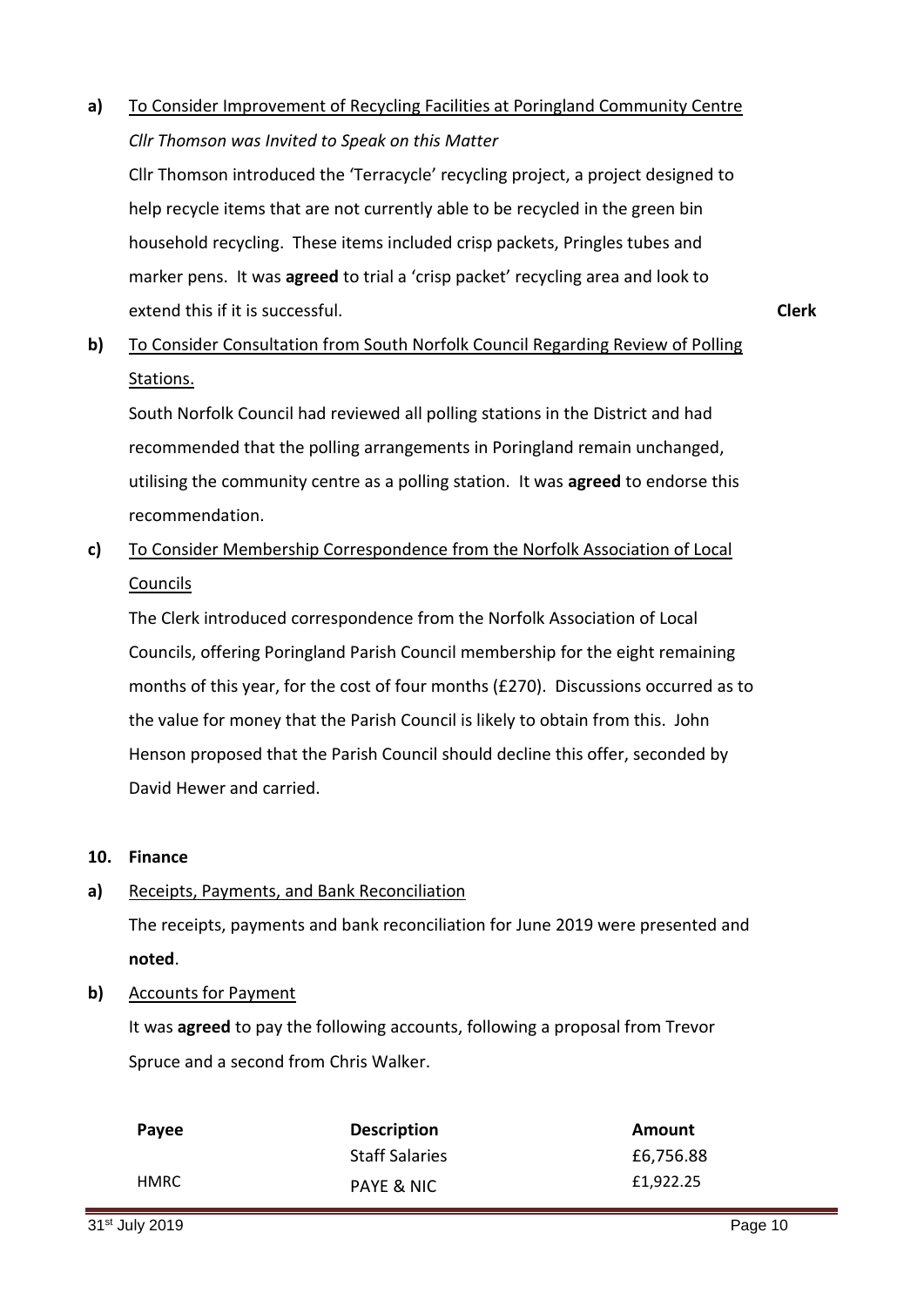**a)** <u>To Consider Improvement of Recycling Facilities at Poringland Community Centre</u>

*Cllr Thomson was Invited to Speak on this Matter*

Cllr Thomson introduced the 'Terracycle' recycling project, a project designed to help recycle items that are not currently able to be recycled in the green bin household recycling. These items included crisp packets, Pringles tubes and marker pens. It was **agreed** to trial a 'crisp packet' recycling area and look to extend this if it is successful. **Clerk**

**b)** <u>To Consider Consultation from South Norfolk Council Regarding Review of Polling Stations.</u>

South Norfolk Council had reviewed all polling stations in the District and had recommended that the polling arrangements in Poringland remain unchanged, utilising the community centre as a polling station. It was **agreed** to endorse this recommendation.

**c)** <u>To Consider Membership Correspondence from the Norfolk Association of Local Councils</u>

The Clerk introduced correspondence from the Norfolk Association of Local Councils, offering Poringland Parish Council membership for the eight remaining months of this year, for the cost of four months (£270). Discussions occurred as to the value for money that the Parish Council is likely to obtain from this. John Henson proposed that the Parish Council should decline this offer, seconded by David Hewer and carried.

**10. Finance**

**a)** <u>Receipts, Payments, and Bank Reconciliation</u>

The receipts, payments and bank reconciliation for June 2019 were presented and **noted**.

**b)** <u>Accounts for Payment</u>

It was **agreed** to pay the following accounts, following a proposal from Trevor Spruce and a second from Chris Walker.

| Payee | Description | Amount |
|---|---|---|
| | Staff Salaries | £6,756.88 |
| HMRC | PAYE & NIC | £1,922.25 |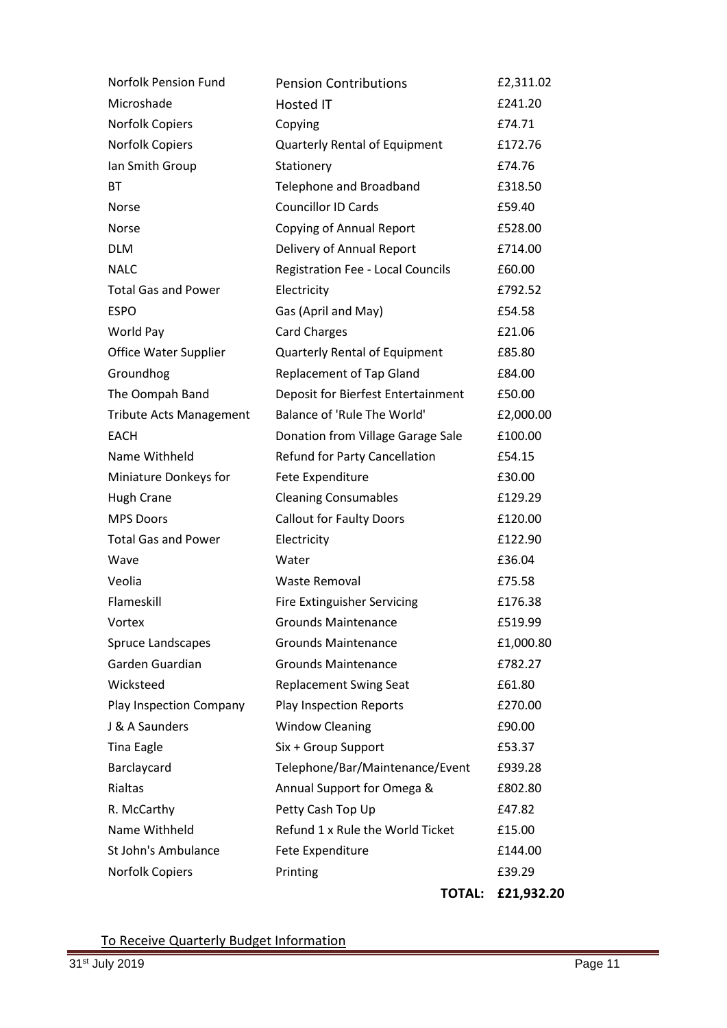| | | |
|---|---|---|
| Norfolk Pension Fund | Pension Contributions | £2,311.02 |
| Microshade | Hosted IT | £241.20 |
| Norfolk Copiers | Copying | £74.71 |
| Norfolk Copiers | Quarterly Rental of Equipment | £172.76 |
| Ian Smith Group | Stationery | £74.76 |
| BT | Telephone and Broadband | £318.50 |
| Norse | Councillor ID Cards | £59.40 |
| Norse | Copying of Annual Report | £528.00 |
| DLM | Delivery of Annual Report | £714.00 |
| NALC | Registration Fee - Local Councils | £60.00 |
| Total Gas and Power | Electricity | £792.52 |
| ESPO | Gas (April and May) | £54.58 |
| World Pay | Card Charges | £21.06 |
| Office Water Supplier | Quarterly Rental of Equipment | £85.80 |
| Groundhog | Replacement of Tap Gland | £84.00 |
| The Oompah Band | Deposit for Bierfest Entertainment | £50.00 |
| Tribute Acts Management | Balance of 'Rule The World' | £2,000.00 |
| EACH | Donation from Village Garage Sale | £100.00 |
| Name Withheld | Refund for Party Cancellation | £54.15 |
| Miniature Donkeys for | Fete Expenditure | £30.00 |
| Hugh Crane | Cleaning Consumables | £129.29 |
| MPS Doors | Callout for Faulty Doors | £120.00 |
| Total Gas and Power | Electricity | £122.90 |
| Wave | Water | £36.04 |
| Veolia | Waste Removal | £75.58 |
| Flameskill | Fire Extinguisher Servicing | £176.38 |
| Vortex | Grounds Maintenance | £519.99 |
| Spruce Landscapes | Grounds Maintenance | £1,000.80 |
| Garden Guardian | Grounds Maintenance | £782.27 |
| Wicksteed | Replacement Swing Seat | £61.80 |
| Play Inspection Company | Play Inspection Reports | £270.00 |
| J & A Saunders | Window Cleaning | £90.00 |
| Tina Eagle | Six + Group Support | £53.37 |
| Barclaycard | Telephone/Bar/Maintenance/Event | £939.28 |
| Rialtas | Annual Support for Omega & | £802.80 |
| R. McCarthy | Petty Cash Top Up | £47.82 |
| Name Withheld | Refund 1 x Rule the World Ticket | £15.00 |
| St John's Ambulance | Fete Expenditure | £144.00 |
| Norfolk Copiers | Printing | £39.29 |
| | **TOTAL:** | **£21,932.20** |

To Receive Quarterly Budget Information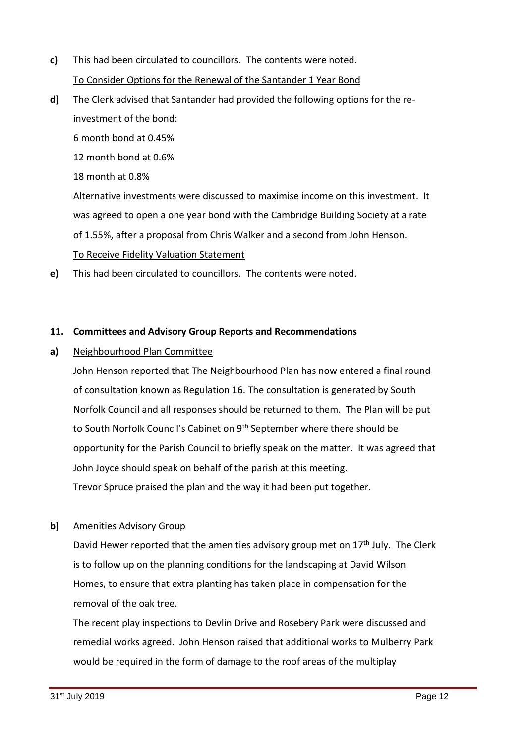**c)** This had been circulated to councillors. The contents were noted.

To Consider Options for the Renewal of the Santander 1 Year Bond

**d)** The Clerk advised that Santander had provided the following options for the re-investment of the bond:

6 month bond at 0.45%

12 month bond at 0.6%

18 month at 0.8%

Alternative investments were discussed to maximise income on this investment. It was agreed to open a one year bond with the Cambridge Building Society at a rate of 1.55%, after a proposal from Chris Walker and a second from John Henson.

To Receive Fidelity Valuation Statement

**e)** This had been circulated to councillors. The contents were noted.

## 11. Committees and Advisory Group Reports and Recommendations

**a)** Neighbourhood Plan Committee

John Henson reported that The Neighbourhood Plan has now entered a final round of consultation known as Regulation 16. The consultation is generated by South Norfolk Council and all responses should be returned to them. The Plan will be put to South Norfolk Council's Cabinet on 9th September where there should be opportunity for the Parish Council to briefly speak on the matter. It was agreed that John Joyce should speak on behalf of the parish at this meeting.

Trevor Spruce praised the plan and the way it had been put together.

**b)** Amenities Advisory Group

David Hewer reported that the amenities advisory group met on 17th July. The Clerk is to follow up on the planning conditions for the landscaping at David Wilson Homes, to ensure that extra planting has taken place in compensation for the removal of the oak tree.

The recent play inspections to Devlin Drive and Rosebery Park were discussed and remedial works agreed. John Henson raised that additional works to Mulberry Park would be required in the form of damage to the roof areas of the multiplay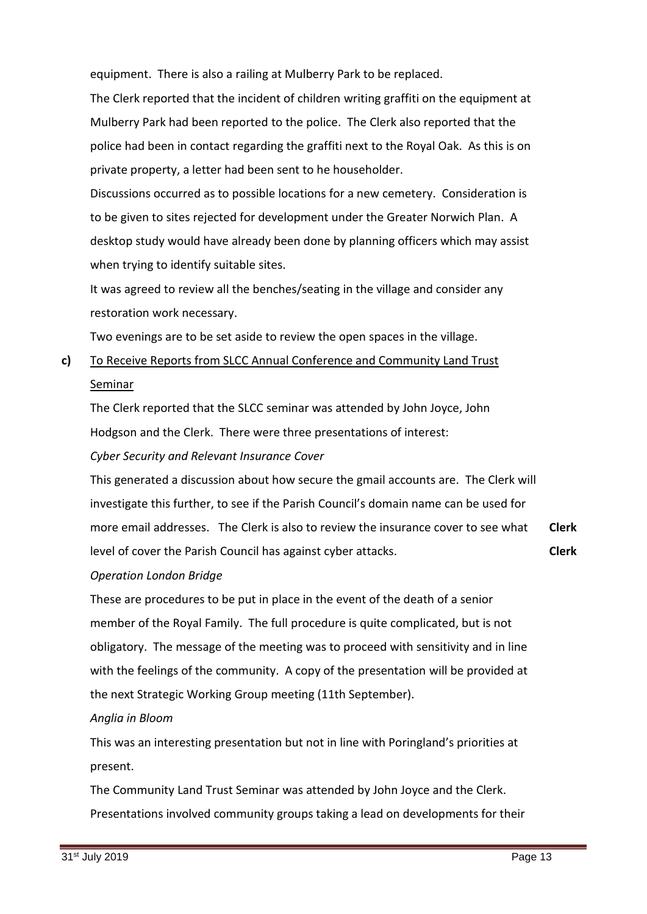equipment. There is also a railing at Mulberry Park to be replaced.

The Clerk reported that the incident of children writing graffiti on the equipment at Mulberry Park had been reported to the police. The Clerk also reported that the police had been in contact regarding the graffiti next to the Royal Oak. As this is on private property, a letter had been sent to he householder.

Discussions occurred as to possible locations for a new cemetery. Consideration is to be given to sites rejected for development under the Greater Norwich Plan. A desktop study would have already been done by planning officers which may assist when trying to identify suitable sites.

It was agreed to review all the benches/seating in the village and consider any restoration work necessary.

Two evenings are to be set aside to review the open spaces in the village.

**c)** To Receive Reports from SLCC Annual Conference and Community Land Trust Seminar

The Clerk reported that the SLCC seminar was attended by John Joyce, John Hodgson and the Clerk. There were three presentations of interest:

*Cyber Security and Relevant Insurance Cover*

This generated a discussion about how secure the gmail accounts are. The Clerk will investigate this further, to see if the Parish Council's domain name can be used for more email addresses. The Clerk is also to review the insurance cover to see what level of cover the Parish Council has against cyber attacks. **Clerk** **Clerk**

*Operation London Bridge*

These are procedures to be put in place in the event of the death of a senior member of the Royal Family. The full procedure is quite complicated, but is not obligatory. The message of the meeting was to proceed with sensitivity and in line with the feelings of the community. A copy of the presentation will be provided at the next Strategic Working Group meeting (11th September).

*Anglia in Bloom*

This was an interesting presentation but not in line with Poringland's priorities at present.

The Community Land Trust Seminar was attended by John Joyce and the Clerk. Presentations involved community groups taking a lead on developments for their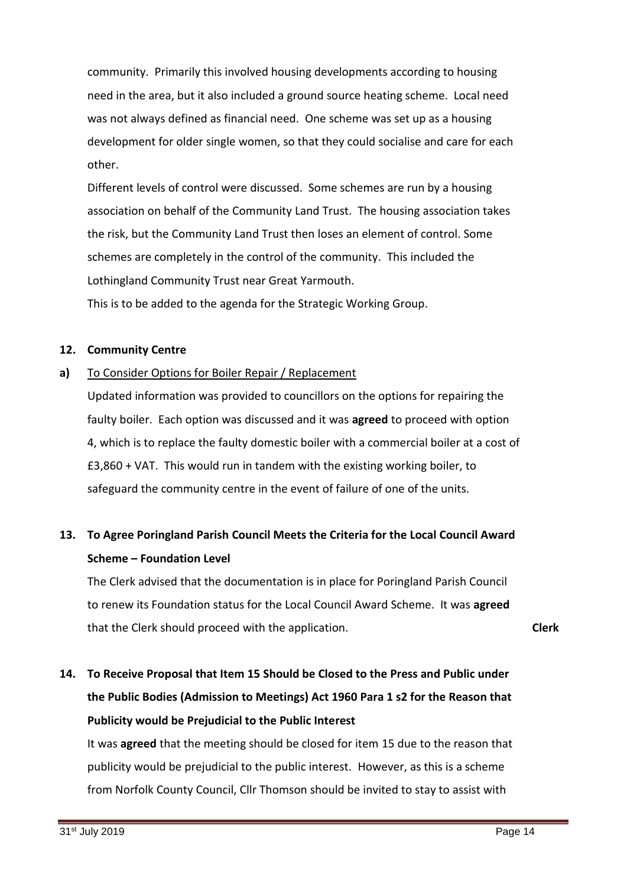community. Primarily this involved housing developments according to housing need in the area, but it also included a ground source heating scheme. Local need was not always defined as financial need. One scheme was set up as a housing development for older single women, so that they could socialise and care for each other.

Different levels of control were discussed. Some schemes are run by a housing association on behalf of the Community Land Trust. The housing association takes the risk, but the Community Land Trust then loses an element of control. Some schemes are completely in the control of the community. This included the Lothingland Community Trust near Great Yarmouth.

This is to be added to the agenda for the Strategic Working Group.

**12. Community Centre**

**a)** To Consider Options for Boiler Repair / Replacement

Updated information was provided to councillors on the options for repairing the faulty boiler. Each option was discussed and it was **agreed** to proceed with option 4, which is to replace the faulty domestic boiler with a commercial boiler at a cost of £3,860 + VAT. This would run in tandem with the existing working boiler, to safeguard the community centre in the event of failure of one of the units.

**13. To Agree Poringland Parish Council Meets the Criteria for the Local Council Award Scheme – Foundation Level**

The Clerk advised that the documentation is in place for Poringland Parish Council to renew its Foundation status for the Local Council Award Scheme. It was **agreed** that the Clerk should proceed with the application. **Clerk**

**14. To Receive Proposal that Item 15 Should be Closed to the Press and Public under the Public Bodies (Admission to Meetings) Act 1960 Para 1 s2 for the Reason that Publicity would be Prejudicial to the Public Interest**

It was **agreed** that the meeting should be closed for item 15 due to the reason that publicity would be prejudicial to the public interest. However, as this is a scheme from Norfolk County Council, Cllr Thomson should be invited to stay to assist with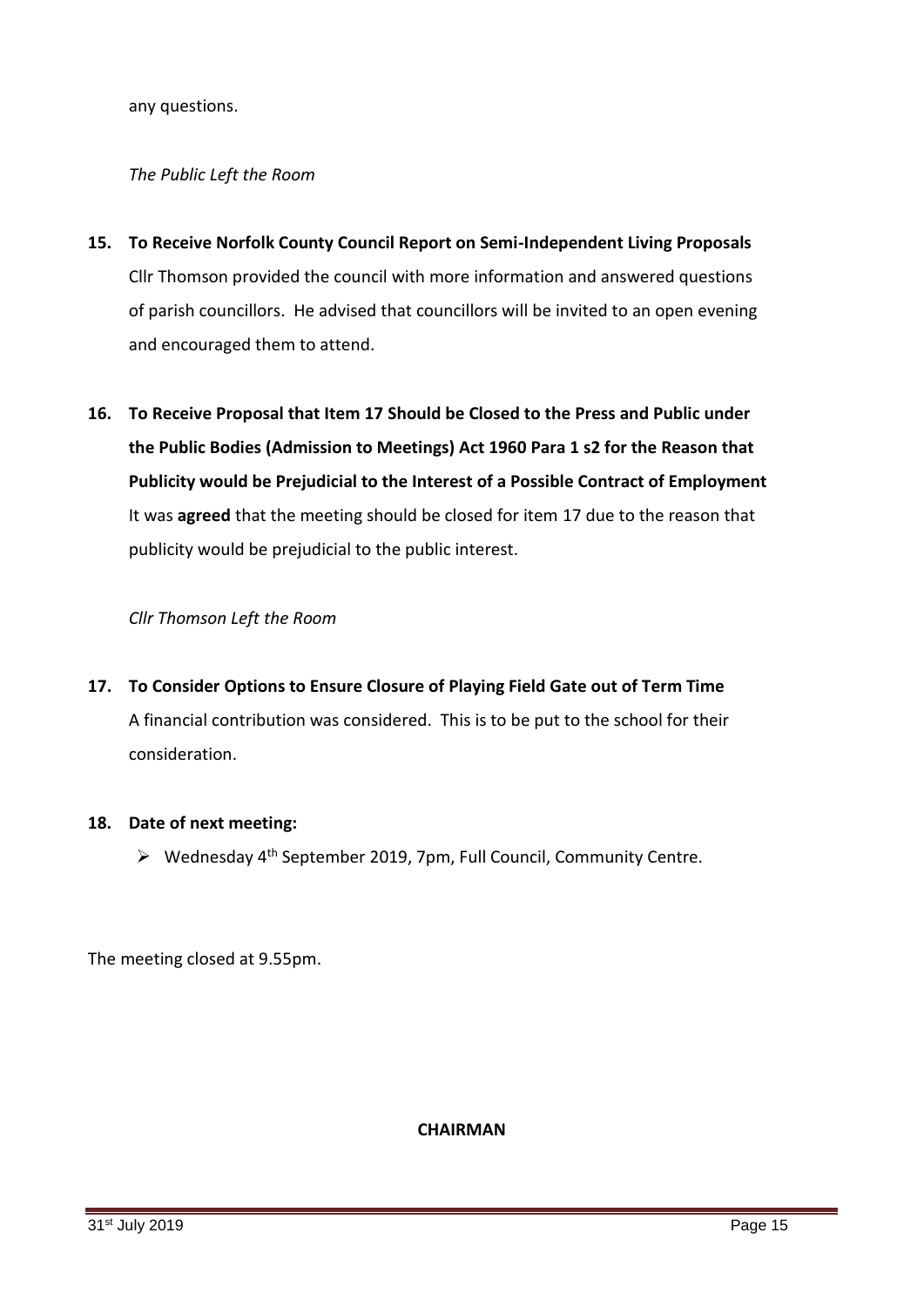any questions.

*The Public Left the Room*

**15. To Receive Norfolk County Council Report on Semi-Independent Living Proposals**
Cllr Thomson provided the council with more information and answered questions of parish councillors. He advised that councillors will be invited to an open evening and encouraged them to attend.

**16. To Receive Proposal that Item 17 Should be Closed to the Press and Public under the Public Bodies (Admission to Meetings) Act 1960 Para 1 s2 for the Reason that Publicity would be Prejudicial to the Interest of a Possible Contract of Employment**
It was **agreed** that the meeting should be closed for item 17 due to the reason that publicity would be prejudicial to the public interest.

*Cllr Thomson Left the Room*

**17. To Consider Options to Ensure Closure of Playing Field Gate out of Term Time**
A financial contribution was considered. This is to be put to the school for their consideration.

**18. Date of next meeting:**

- Wednesday 4th September 2019, 7pm, Full Council, Community Centre.

The meeting closed at 9.55pm.

**CHAIRMAN**